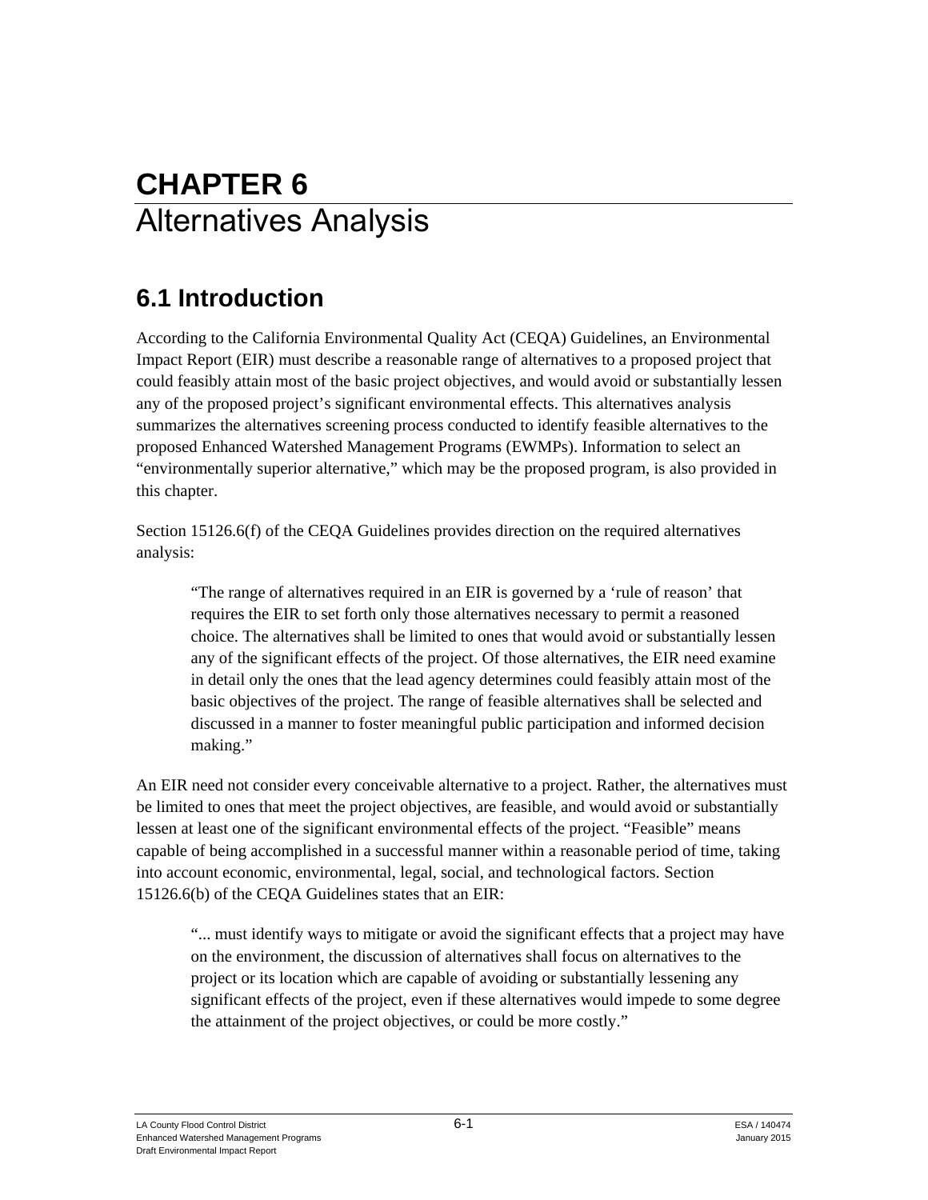# CHAPTER 6
# Alternatives Analysis

## 6.1 Introduction

According to the California Environmental Quality Act (CEQA) Guidelines, an Environmental Impact Report (EIR) must describe a reasonable range of alternatives to a proposed project that could feasibly attain most of the basic project objectives, and would avoid or substantially lessen any of the proposed project's significant environmental effects. This alternatives analysis summarizes the alternatives screening process conducted to identify feasible alternatives to the proposed Enhanced Watershed Management Programs (EWMPs). Information to select an "environmentally superior alternative," which may be the proposed program, is also provided in this chapter.

Section 15126.6(f) of the CEQA Guidelines provides direction on the required alternatives analysis:

> "The range of alternatives required in an EIR is governed by a 'rule of reason' that requires the EIR to set forth only those alternatives necessary to permit a reasoned choice. The alternatives shall be limited to ones that would avoid or substantially lessen any of the significant effects of the project. Of those alternatives, the EIR need examine in detail only the ones that the lead agency determines could feasibly attain most of the basic objectives of the project. The range of feasible alternatives shall be selected and discussed in a manner to foster meaningful public participation and informed decision making."

An EIR need not consider every conceivable alternative to a project. Rather, the alternatives must be limited to ones that meet the project objectives, are feasible, and would avoid or substantially lessen at least one of the significant environmental effects of the project. "Feasible" means capable of being accomplished in a successful manner within a reasonable period of time, taking into account economic, environmental, legal, social, and technological factors. Section 15126.6(b) of the CEQA Guidelines states that an EIR:

> "... must identify ways to mitigate or avoid the significant effects that a project may have on the environment, the discussion of alternatives shall focus on alternatives to the project or its location which are capable of avoiding or substantially lessening any significant effects of the project, even if these alternatives would impede to some degree the attainment of the project objectives, or could be more costly."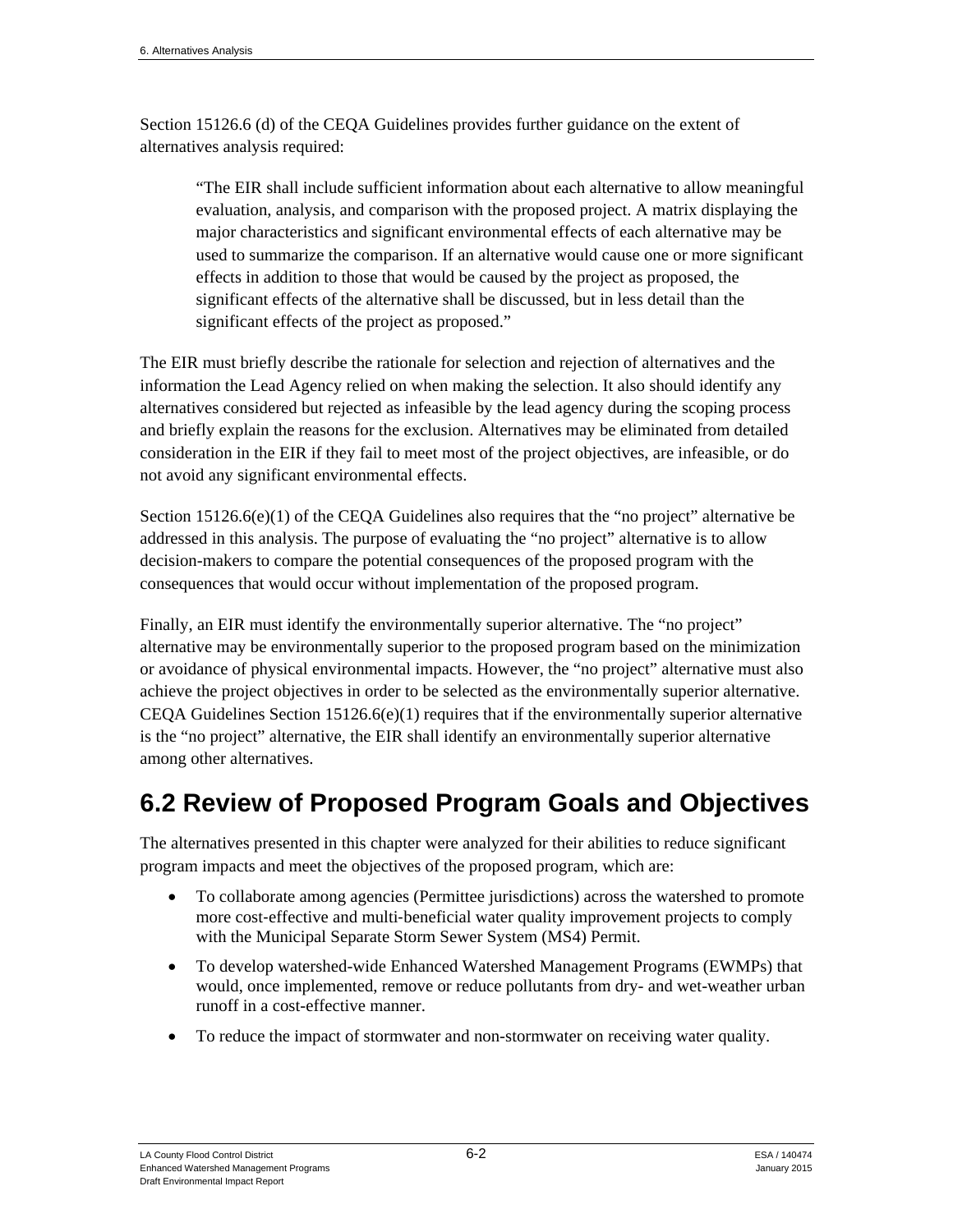Section 15126.6 (d) of the CEQA Guidelines provides further guidance on the extent of alternatives analysis required:

> "The EIR shall include sufficient information about each alternative to allow meaningful evaluation, analysis, and comparison with the proposed project. A matrix displaying the major characteristics and significant environmental effects of each alternative may be used to summarize the comparison. If an alternative would cause one or more significant effects in addition to those that would be caused by the project as proposed, the significant effects of the alternative shall be discussed, but in less detail than the significant effects of the project as proposed."

The EIR must briefly describe the rationale for selection and rejection of alternatives and the information the Lead Agency relied on when making the selection. It also should identify any alternatives considered but rejected as infeasible by the lead agency during the scoping process and briefly explain the reasons for the exclusion. Alternatives may be eliminated from detailed consideration in the EIR if they fail to meet most of the project objectives, are infeasible, or do not avoid any significant environmental effects.

Section 15126.6(e)(1) of the CEQA Guidelines also requires that the "no project" alternative be addressed in this analysis. The purpose of evaluating the "no project" alternative is to allow decision-makers to compare the potential consequences of the proposed program with the consequences that would occur without implementation of the proposed program.

Finally, an EIR must identify the environmentally superior alternative. The "no project" alternative may be environmentally superior to the proposed program based on the minimization or avoidance of physical environmental impacts. However, the "no project" alternative must also achieve the project objectives in order to be selected as the environmentally superior alternative. CEQA Guidelines Section 15126.6(e)(1) requires that if the environmentally superior alternative is the "no project" alternative, the EIR shall identify an environmentally superior alternative among other alternatives.

## 6.2 Review of Proposed Program Goals and Objectives

The alternatives presented in this chapter were analyzed for their abilities to reduce significant program impacts and meet the objectives of the proposed program, which are:

- To collaborate among agencies (Permittee jurisdictions) across the watershed to promote more cost-effective and multi-beneficial water quality improvement projects to comply with the Municipal Separate Storm Sewer System (MS4) Permit.
- To develop watershed-wide Enhanced Watershed Management Programs (EWMPs) that would, once implemented, remove or reduce pollutants from dry- and wet-weather urban runoff in a cost-effective manner.
- To reduce the impact of stormwater and non-stormwater on receiving water quality.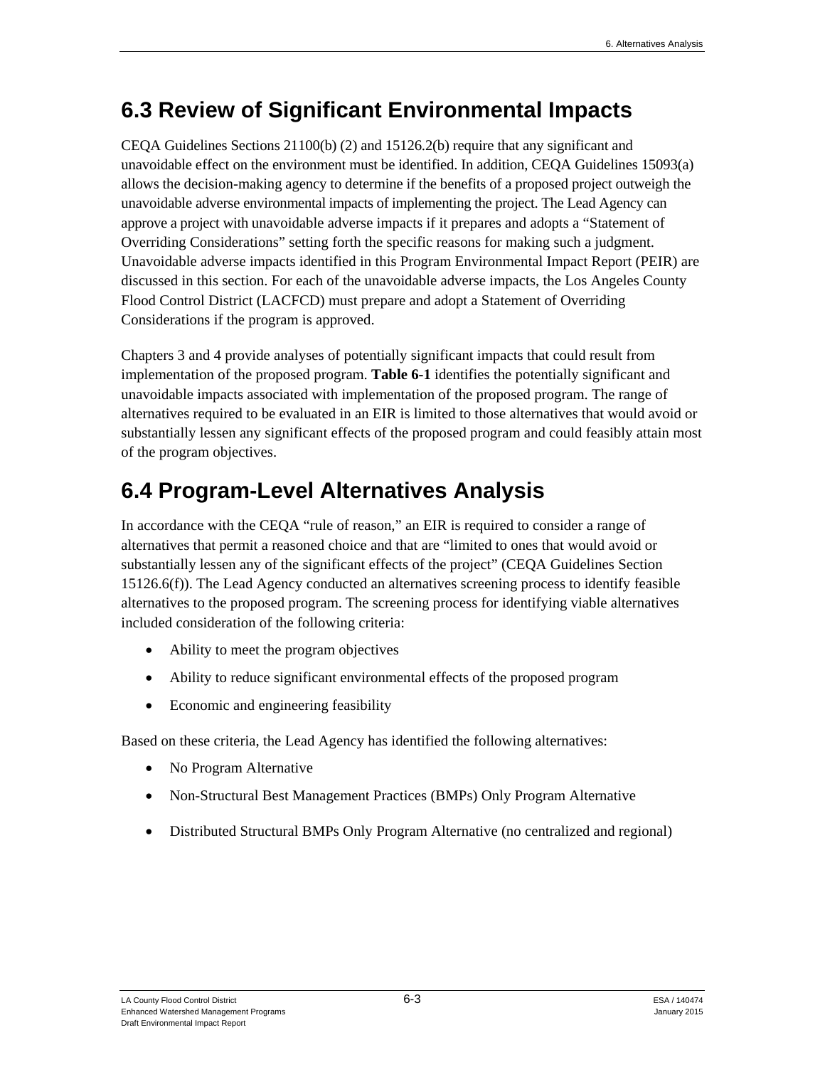## 6.3 Review of Significant Environmental Impacts

CEQA Guidelines Sections 21100(b) (2) and 15126.2(b) require that any significant and unavoidable effect on the environment must be identified. In addition, CEQA Guidelines 15093(a) allows the decision-making agency to determine if the benefits of a proposed project outweigh the unavoidable adverse environmental impacts of implementing the project. The Lead Agency can approve a project with unavoidable adverse impacts if it prepares and adopts a "Statement of Overriding Considerations" setting forth the specific reasons for making such a judgment. Unavoidable adverse impacts identified in this Program Environmental Impact Report (PEIR) are discussed in this section. For each of the unavoidable adverse impacts, the Los Angeles County Flood Control District (LACFCD) must prepare and adopt a Statement of Overriding Considerations if the program is approved.

Chapters 3 and 4 provide analyses of potentially significant impacts that could result from implementation of the proposed program. **Table 6-1** identifies the potentially significant and unavoidable impacts associated with implementation of the proposed program. The range of alternatives required to be evaluated in an EIR is limited to those alternatives that would avoid or substantially lessen any significant effects of the proposed program and could feasibly attain most of the program objectives.

## 6.4 Program-Level Alternatives Analysis

In accordance with the CEQA "rule of reason," an EIR is required to consider a range of alternatives that permit a reasoned choice and that are "limited to ones that would avoid or substantially lessen any of the significant effects of the project" (CEQA Guidelines Section 15126.6(f)). The Lead Agency conducted an alternatives screening process to identify feasible alternatives to the proposed program. The screening process for identifying viable alternatives included consideration of the following criteria:

- Ability to meet the program objectives
- Ability to reduce significant environmental effects of the proposed program
- Economic and engineering feasibility

Based on these criteria, the Lead Agency has identified the following alternatives:

- No Program Alternative
- Non-Structural Best Management Practices (BMPs) Only Program Alternative
- Distributed Structural BMPs Only Program Alternative (no centralized and regional)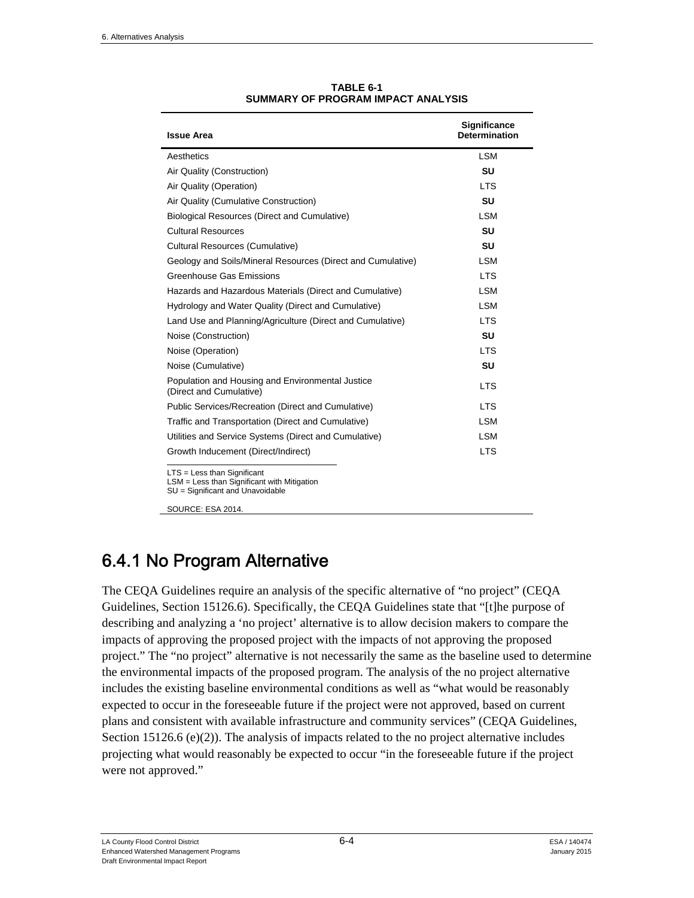**TABLE 6-1**
**SUMMARY OF PROGRAM IMPACT ANALYSIS**

| Issue Area | Significance Determination |
|---|---|
| Aesthetics | LSM |
| Air Quality (Construction) | **SU** |
| Air Quality (Operation) | LTS |
| Air Quality (Cumulative Construction) | **SU** |
| Biological Resources (Direct and Cumulative) | LSM |
| Cultural Resources | **SU** |
| Cultural Resources (Cumulative) | **SU** |
| Geology and Soils/Mineral Resources (Direct and Cumulative) | LSM |
| Greenhouse Gas Emissions | LTS |
| Hazards and Hazardous Materials (Direct and Cumulative) | LSM |
| Hydrology and Water Quality (Direct and Cumulative) | LSM |
| Land Use and Planning/Agriculture (Direct and Cumulative) | LTS |
| Noise (Construction) | **SU** |
| Noise (Operation) | LTS |
| Noise (Cumulative) | **SU** |
| Population and Housing and Environmental Justice (Direct and Cumulative) | LTS |
| Public Services/Recreation (Direct and Cumulative) | LTS |
| Traffic and Transportation (Direct and Cumulative) | LSM |
| Utilities and Service Systems (Direct and Cumulative) | LSM |
| Growth Inducement (Direct/Indirect) | LTS |

LTS = Less than Significant
LSM = Less than Significant with Mitigation
SU = Significant and Unavoidable

SOURCE: ESA 2014.

## 6.4.1 No Program Alternative

The CEQA Guidelines require an analysis of the specific alternative of "no project" (CEQA Guidelines, Section 15126.6). Specifically, the CEQA Guidelines state that "[t]he purpose of describing and analyzing a 'no project' alternative is to allow decision makers to compare the impacts of approving the proposed project with the impacts of not approving the proposed project." The "no project" alternative is not necessarily the same as the baseline used to determine the environmental impacts of the proposed program. The analysis of the no project alternative includes the existing baseline environmental conditions as well as "what would be reasonably expected to occur in the foreseeable future if the project were not approved, based on current plans and consistent with available infrastructure and community services" (CEQA Guidelines, Section 15126.6 (e)(2)). The analysis of impacts related to the no project alternative includes projecting what would reasonably be expected to occur "in the foreseeable future if the project were not approved."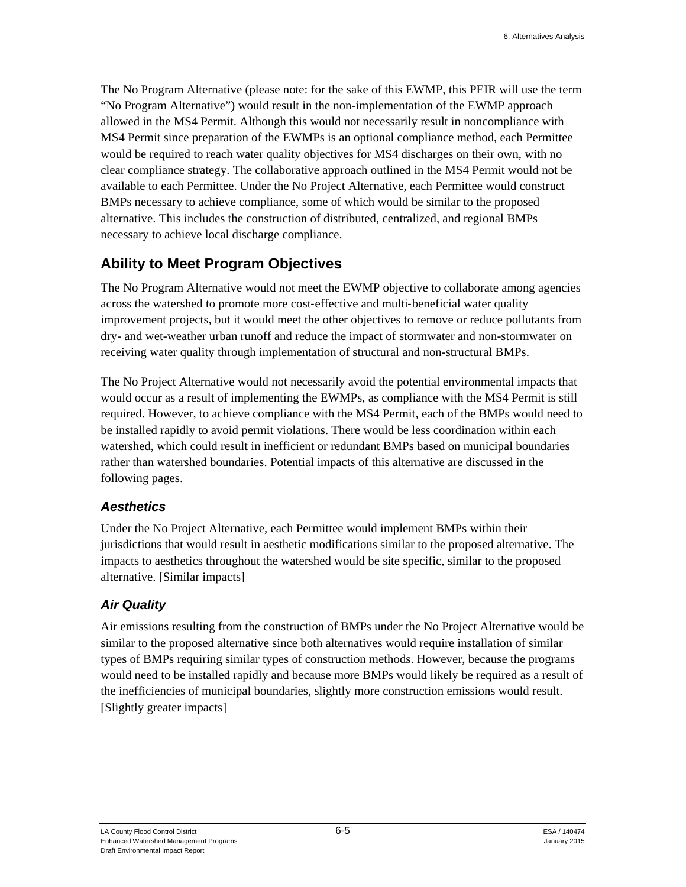The No Program Alternative (please note: for the sake of this EWMP, this PEIR will use the term "No Program Alternative") would result in the non-implementation of the EWMP approach allowed in the MS4 Permit. Although this would not necessarily result in noncompliance with MS4 Permit since preparation of the EWMPs is an optional compliance method, each Permittee would be required to reach water quality objectives for MS4 discharges on their own, with no clear compliance strategy. The collaborative approach outlined in the MS4 Permit would not be available to each Permittee. Under the No Project Alternative, each Permittee would construct BMPs necessary to achieve compliance, some of which would be similar to the proposed alternative. This includes the construction of distributed, centralized, and regional BMPs necessary to achieve local discharge compliance.

## Ability to Meet Program Objectives

The No Program Alternative would not meet the EWMP objective to collaborate among agencies across the watershed to promote more cost-effective and multi-beneficial water quality improvement projects, but it would meet the other objectives to remove or reduce pollutants from dry- and wet-weather urban runoff and reduce the impact of stormwater and non-stormwater on receiving water quality through implementation of structural and non-structural BMPs.

The No Project Alternative would not necessarily avoid the potential environmental impacts that would occur as a result of implementing the EWMPs, as compliance with the MS4 Permit is still required. However, to achieve compliance with the MS4 Permit, each of the BMPs would need to be installed rapidly to avoid permit violations. There would be less coordination within each watershed, which could result in inefficient or redundant BMPs based on municipal boundaries rather than watershed boundaries. Potential impacts of this alternative are discussed in the following pages.

### *Aesthetics*

Under the No Project Alternative, each Permittee would implement BMPs within their jurisdictions that would result in aesthetic modifications similar to the proposed alternative. The impacts to aesthetics throughout the watershed would be site specific, similar to the proposed alternative. [Similar impacts]

### *Air Quality*

Air emissions resulting from the construction of BMPs under the No Project Alternative would be similar to the proposed alternative since both alternatives would require installation of similar types of BMPs requiring similar types of construction methods. However, because the programs would need to be installed rapidly and because more BMPs would likely be required as a result of the inefficiencies of municipal boundaries, slightly more construction emissions would result. [Slightly greater impacts]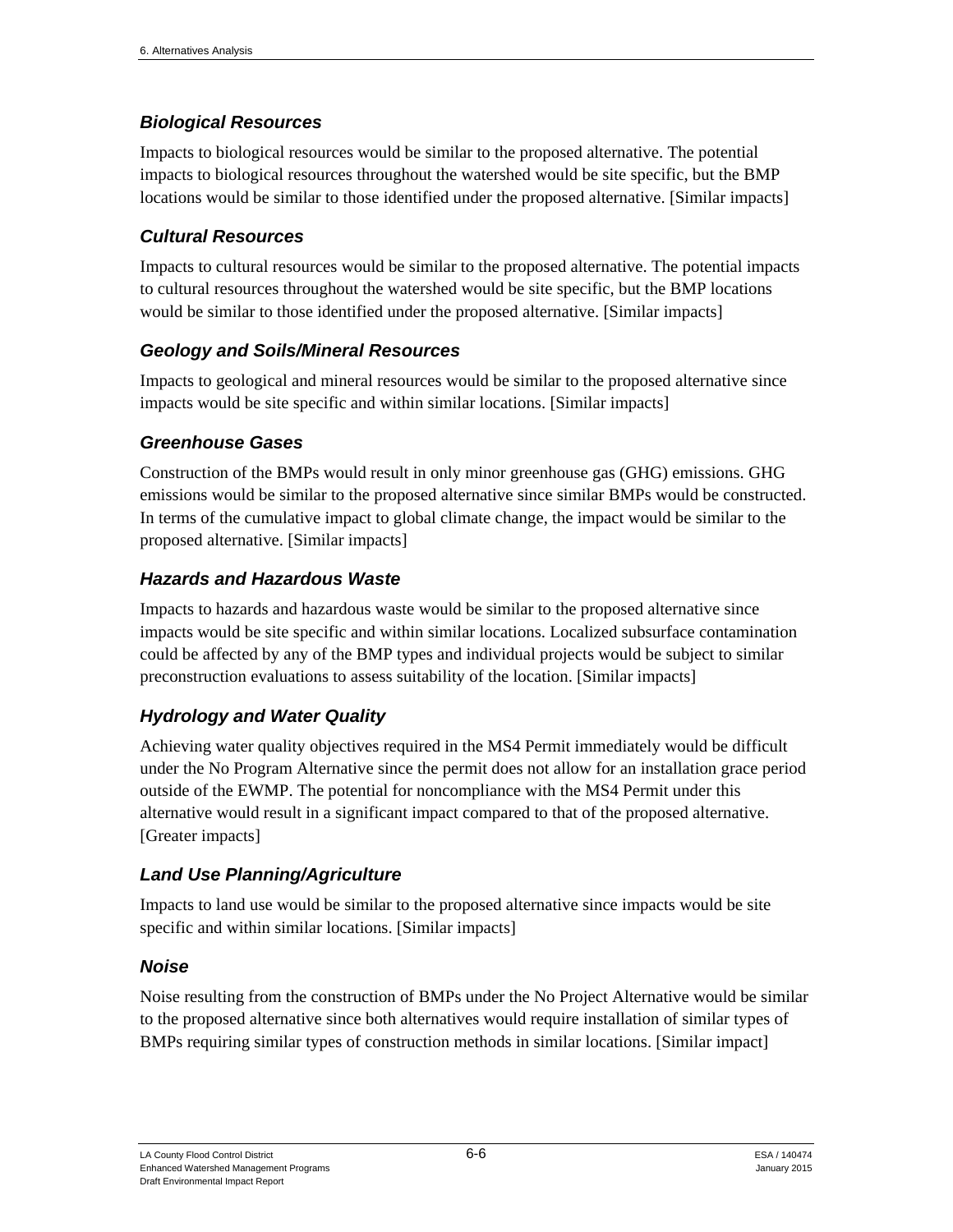### *Biological Resources*

Impacts to biological resources would be similar to the proposed alternative. The potential impacts to biological resources throughout the watershed would be site specific, but the BMP locations would be similar to those identified under the proposed alternative. [Similar impacts]

### *Cultural Resources*

Impacts to cultural resources would be similar to the proposed alternative. The potential impacts to cultural resources throughout the watershed would be site specific, but the BMP locations would be similar to those identified under the proposed alternative. [Similar impacts]

### *Geology and Soils/Mineral Resources*

Impacts to geological and mineral resources would be similar to the proposed alternative since impacts would be site specific and within similar locations. [Similar impacts]

### *Greenhouse Gases*

Construction of the BMPs would result in only minor greenhouse gas (GHG) emissions. GHG emissions would be similar to the proposed alternative since similar BMPs would be constructed. In terms of the cumulative impact to global climate change, the impact would be similar to the proposed alternative. [Similar impacts]

### *Hazards and Hazardous Waste*

Impacts to hazards and hazardous waste would be similar to the proposed alternative since impacts would be site specific and within similar locations. Localized subsurface contamination could be affected by any of the BMP types and individual projects would be subject to similar preconstruction evaluations to assess suitability of the location. [Similar impacts]

### *Hydrology and Water Quality*

Achieving water quality objectives required in the MS4 Permit immediately would be difficult under the No Program Alternative since the permit does not allow for an installation grace period outside of the EWMP. The potential for noncompliance with the MS4 Permit under this alternative would result in a significant impact compared to that of the proposed alternative. [Greater impacts]

### *Land Use Planning/Agriculture*

Impacts to land use would be similar to the proposed alternative since impacts would be site specific and within similar locations. [Similar impacts]

### *Noise*

Noise resulting from the construction of BMPs under the No Project Alternative would be similar to the proposed alternative since both alternatives would require installation of similar types of BMPs requiring similar types of construction methods in similar locations. [Similar impact]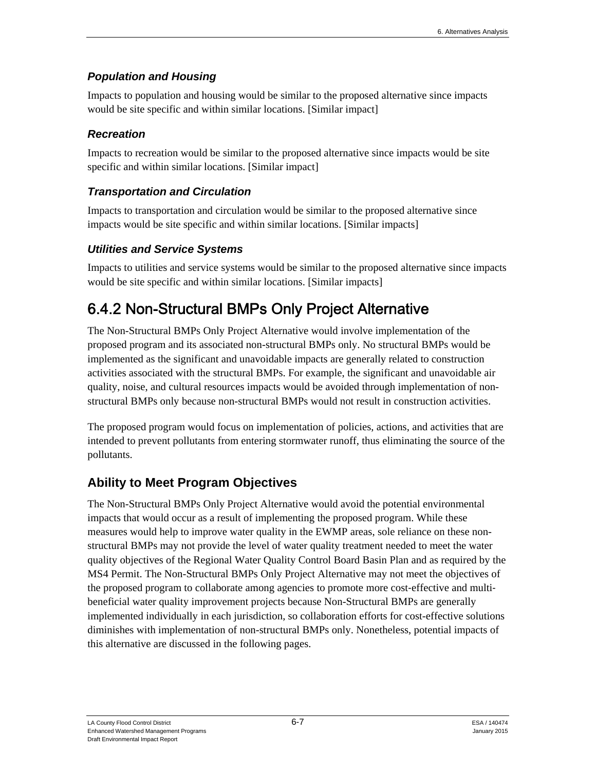### *Population and Housing*

Impacts to population and housing would be similar to the proposed alternative since impacts would be site specific and within similar locations. [Similar impact]

### *Recreation*

Impacts to recreation would be similar to the proposed alternative since impacts would be site specific and within similar locations. [Similar impact]

### *Transportation and Circulation*

Impacts to transportation and circulation would be similar to the proposed alternative since impacts would be site specific and within similar locations. [Similar impacts]

### *Utilities and Service Systems*

Impacts to utilities and service systems would be similar to the proposed alternative since impacts would be site specific and within similar locations. [Similar impacts]

# 6.4.2 Non-Structural BMPs Only Project Alternative

The Non-Structural BMPs Only Project Alternative would involve implementation of the proposed program and its associated non-structural BMPs only. No structural BMPs would be implemented as the significant and unavoidable impacts are generally related to construction activities associated with the structural BMPs. For example, the significant and unavoidable air quality, noise, and cultural resources impacts would be avoided through implementation of non-structural BMPs only because non-structural BMPs would not result in construction activities.

The proposed program would focus on implementation of policies, actions, and activities that are intended to prevent pollutants from entering stormwater runoff, thus eliminating the source of the pollutants.

## Ability to Meet Program Objectives

The Non-Structural BMPs Only Project Alternative would avoid the potential environmental impacts that would occur as a result of implementing the proposed program. While these measures would help to improve water quality in the EWMP areas, sole reliance on these non-structural BMPs may not provide the level of water quality treatment needed to meet the water quality objectives of the Regional Water Quality Control Board Basin Plan and as required by the MS4 Permit. The Non-Structural BMPs Only Project Alternative may not meet the objectives of the proposed program to collaborate among agencies to promote more cost-effective and multi-beneficial water quality improvement projects because Non-Structural BMPs are generally implemented individually in each jurisdiction, so collaboration efforts for cost-effective solutions diminishes with implementation of non-structural BMPs only. Nonetheless, potential impacts of this alternative are discussed in the following pages.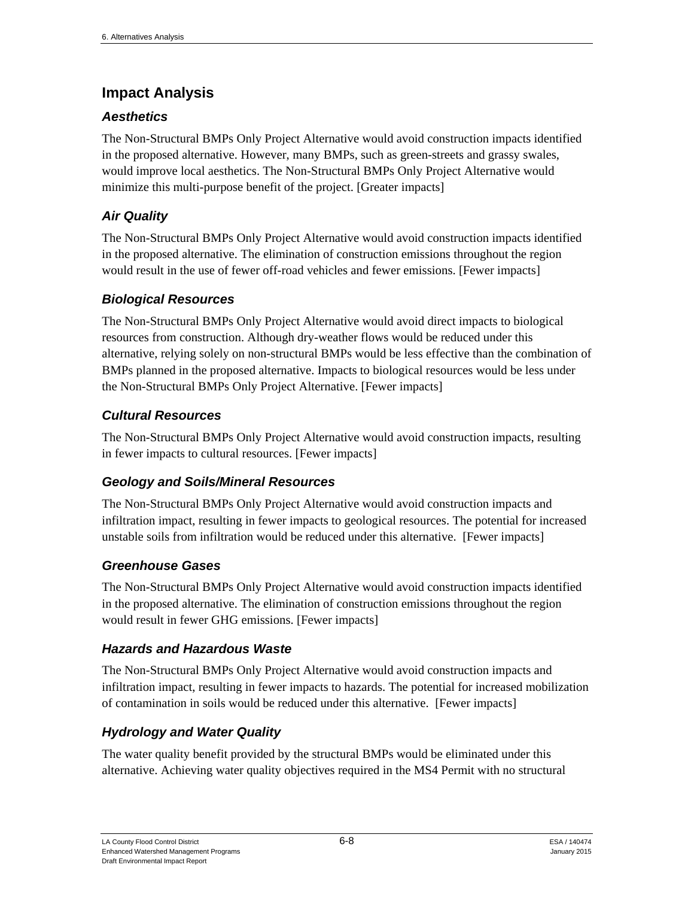## Impact Analysis

### *Aesthetics*

The Non-Structural BMPs Only Project Alternative would avoid construction impacts identified in the proposed alternative. However, many BMPs, such as green-streets and grassy swales, would improve local aesthetics. The Non-Structural BMPs Only Project Alternative would minimize this multi-purpose benefit of the project. [Greater impacts]

### *Air Quality*

The Non-Structural BMPs Only Project Alternative would avoid construction impacts identified in the proposed alternative. The elimination of construction emissions throughout the region would result in the use of fewer off-road vehicles and fewer emissions. [Fewer impacts]

### *Biological Resources*

The Non-Structural BMPs Only Project Alternative would avoid direct impacts to biological resources from construction. Although dry-weather flows would be reduced under this alternative, relying solely on non-structural BMPs would be less effective than the combination of BMPs planned in the proposed alternative. Impacts to biological resources would be less under the Non-Structural BMPs Only Project Alternative. [Fewer impacts]

### *Cultural Resources*

The Non-Structural BMPs Only Project Alternative would avoid construction impacts, resulting in fewer impacts to cultural resources. [Fewer impacts]

### *Geology and Soils/Mineral Resources*

The Non-Structural BMPs Only Project Alternative would avoid construction impacts and infiltration impact, resulting in fewer impacts to geological resources. The potential for increased unstable soils from infiltration would be reduced under this alternative. [Fewer impacts]

### *Greenhouse Gases*

The Non-Structural BMPs Only Project Alternative would avoid construction impacts identified in the proposed alternative. The elimination of construction emissions throughout the region would result in fewer GHG emissions. [Fewer impacts]

### *Hazards and Hazardous Waste*

The Non-Structural BMPs Only Project Alternative would avoid construction impacts and infiltration impact, resulting in fewer impacts to hazards. The potential for increased mobilization of contamination in soils would be reduced under this alternative. [Fewer impacts]

### *Hydrology and Water Quality*

The water quality benefit provided by the structural BMPs would be eliminated under this alternative. Achieving water quality objectives required in the MS4 Permit with no structural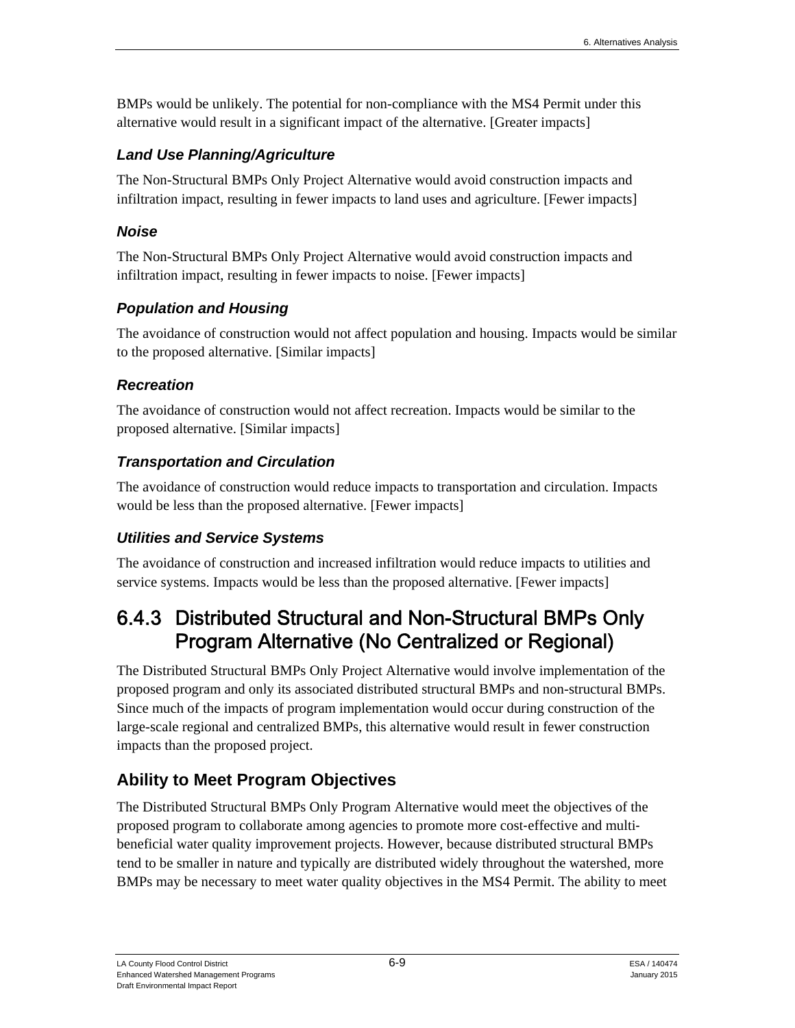BMPs would be unlikely. The potential for non-compliance with the MS4 Permit under this alternative would result in a significant impact of the alternative. [Greater impacts]

### *Land Use Planning/Agriculture*

The Non-Structural BMPs Only Project Alternative would avoid construction impacts and infiltration impact, resulting in fewer impacts to land uses and agriculture. [Fewer impacts]

### *Noise*

The Non-Structural BMPs Only Project Alternative would avoid construction impacts and infiltration impact, resulting in fewer impacts to noise. [Fewer impacts]

### *Population and Housing*

The avoidance of construction would not affect population and housing. Impacts would be similar to the proposed alternative. [Similar impacts]

### *Recreation*

The avoidance of construction would not affect recreation. Impacts would be similar to the proposed alternative. [Similar impacts]

### *Transportation and Circulation*

The avoidance of construction would reduce impacts to transportation and circulation. Impacts would be less than the proposed alternative. [Fewer impacts]

### *Utilities and Service Systems*

The avoidance of construction and increased infiltration would reduce impacts to utilities and service systems. Impacts would be less than the proposed alternative. [Fewer impacts]

## 6.4.3 Distributed Structural and Non-Structural BMPs Only Program Alternative (No Centralized or Regional)

The Distributed Structural BMPs Only Project Alternative would involve implementation of the proposed program and only its associated distributed structural BMPs and non-structural BMPs. Since much of the impacts of program implementation would occur during construction of the large-scale regional and centralized BMPs, this alternative would result in fewer construction impacts than the proposed project.

### Ability to Meet Program Objectives

The Distributed Structural BMPs Only Program Alternative would meet the objectives of the proposed program to collaborate among agencies to promote more cost-effective and multi-beneficial water quality improvement projects. However, because distributed structural BMPs tend to be smaller in nature and typically are distributed widely throughout the watershed, more BMPs may be necessary to meet water quality objectives in the MS4 Permit. The ability to meet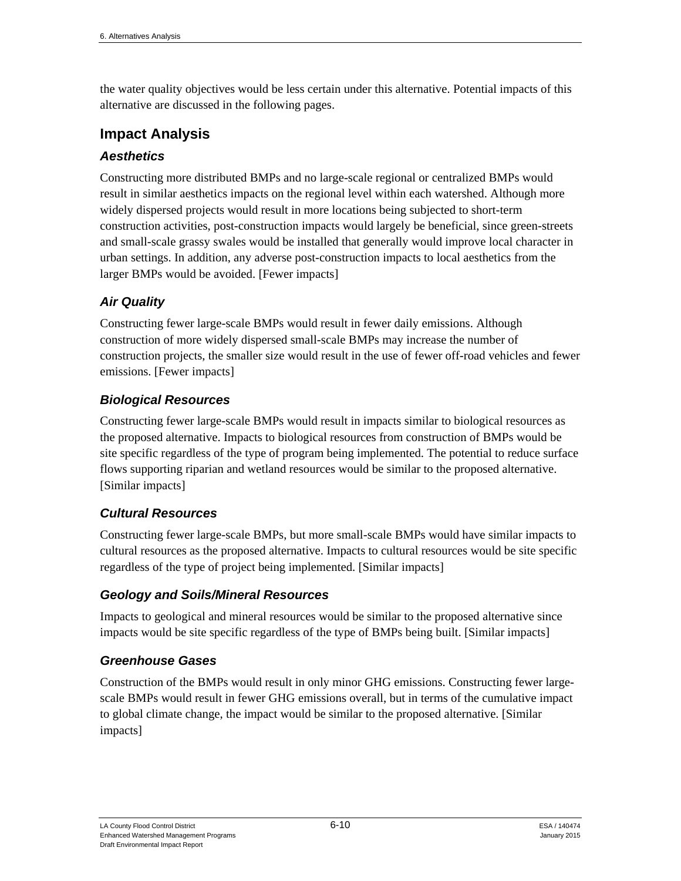the water quality objectives would be less certain under this alternative. Potential impacts of this alternative are discussed in the following pages.

## Impact Analysis

### *Aesthetics*

Constructing more distributed BMPs and no large-scale regional or centralized BMPs would result in similar aesthetics impacts on the regional level within each watershed. Although more widely dispersed projects would result in more locations being subjected to short-term construction activities, post-construction impacts would largely be beneficial, since green-streets and small-scale grassy swales would be installed that generally would improve local character in urban settings. In addition, any adverse post-construction impacts to local aesthetics from the larger BMPs would be avoided. [Fewer impacts]

### *Air Quality*

Constructing fewer large-scale BMPs would result in fewer daily emissions. Although construction of more widely dispersed small-scale BMPs may increase the number of construction projects, the smaller size would result in the use of fewer off-road vehicles and fewer emissions. [Fewer impacts]

### *Biological Resources*

Constructing fewer large-scale BMPs would result in impacts similar to biological resources as the proposed alternative. Impacts to biological resources from construction of BMPs would be site specific regardless of the type of program being implemented. The potential to reduce surface flows supporting riparian and wetland resources would be similar to the proposed alternative. [Similar impacts]

### *Cultural Resources*

Constructing fewer large-scale BMPs, but more small-scale BMPs would have similar impacts to cultural resources as the proposed alternative. Impacts to cultural resources would be site specific regardless of the type of project being implemented. [Similar impacts]

### *Geology and Soils/Mineral Resources*

Impacts to geological and mineral resources would be similar to the proposed alternative since impacts would be site specific regardless of the type of BMPs being built. [Similar impacts]

### *Greenhouse Gases*

Construction of the BMPs would result in only minor GHG emissions. Constructing fewer large-scale BMPs would result in fewer GHG emissions overall, but in terms of the cumulative impact to global climate change, the impact would be similar to the proposed alternative. [Similar impacts]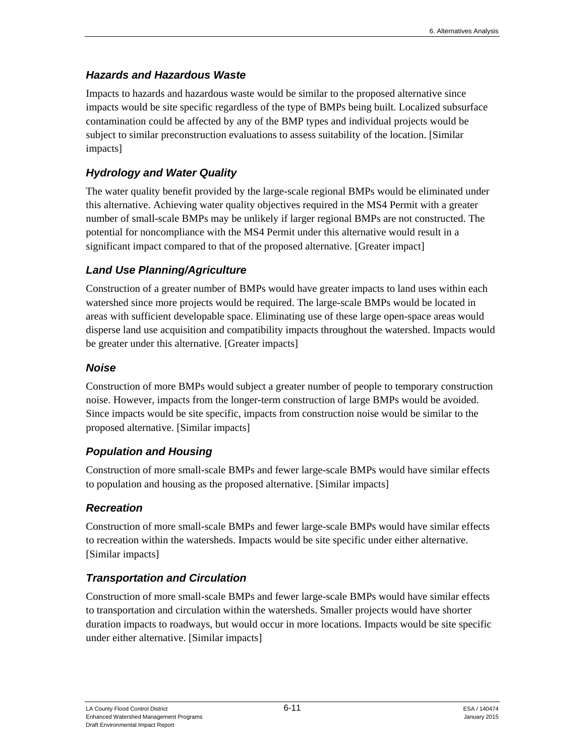### *Hazards and Hazardous Waste*

Impacts to hazards and hazardous waste would be similar to the proposed alternative since impacts would be site specific regardless of the type of BMPs being built. Localized subsurface contamination could be affected by any of the BMP types and individual projects would be subject to similar preconstruction evaluations to assess suitability of the location. [Similar impacts]

### *Hydrology and Water Quality*

The water quality benefit provided by the large-scale regional BMPs would be eliminated under this alternative. Achieving water quality objectives required in the MS4 Permit with a greater number of small-scale BMPs may be unlikely if larger regional BMPs are not constructed. The potential for noncompliance with the MS4 Permit under this alternative would result in a significant impact compared to that of the proposed alternative. [Greater impact]

### *Land Use Planning/Agriculture*

Construction of a greater number of BMPs would have greater impacts to land uses within each watershed since more projects would be required. The large-scale BMPs would be located in areas with sufficient developable space. Eliminating use of these large open-space areas would disperse land use acquisition and compatibility impacts throughout the watershed. Impacts would be greater under this alternative. [Greater impacts]

### *Noise*

Construction of more BMPs would subject a greater number of people to temporary construction noise. However, impacts from the longer-term construction of large BMPs would be avoided. Since impacts would be site specific, impacts from construction noise would be similar to the proposed alternative. [Similar impacts]

### *Population and Housing*

Construction of more small-scale BMPs and fewer large-scale BMPs would have similar effects to population and housing as the proposed alternative. [Similar impacts]

### *Recreation*

Construction of more small-scale BMPs and fewer large-scale BMPs would have similar effects to recreation within the watersheds. Impacts would be site specific under either alternative. [Similar impacts]

### *Transportation and Circulation*

Construction of more small-scale BMPs and fewer large-scale BMPs would have similar effects to transportation and circulation within the watersheds. Smaller projects would have shorter duration impacts to roadways, but would occur in more locations. Impacts would be site specific under either alternative. [Similar impacts]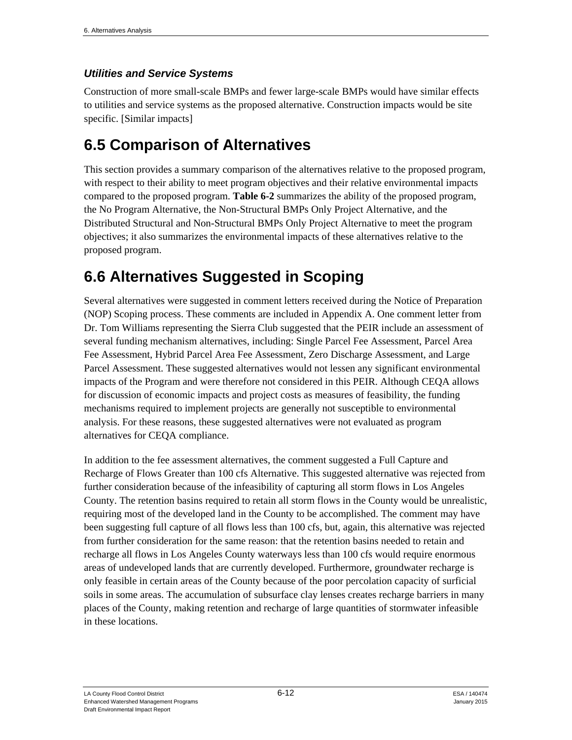### *Utilities and Service Systems*

Construction of more small-scale BMPs and fewer large-scale BMPs would have similar effects to utilities and service systems as the proposed alternative. Construction impacts would be site specific. [Similar impacts]

# 6.5 Comparison of Alternatives

This section provides a summary comparison of the alternatives relative to the proposed program, with respect to their ability to meet program objectives and their relative environmental impacts compared to the proposed program. **Table 6-2** summarizes the ability of the proposed program, the No Program Alternative, the Non-Structural BMPs Only Project Alternative, and the Distributed Structural and Non-Structural BMPs Only Project Alternative to meet the program objectives; it also summarizes the environmental impacts of these alternatives relative to the proposed program.

# 6.6 Alternatives Suggested in Scoping

Several alternatives were suggested in comment letters received during the Notice of Preparation (NOP) Scoping process. These comments are included in Appendix A. One comment letter from Dr. Tom Williams representing the Sierra Club suggested that the PEIR include an assessment of several funding mechanism alternatives, including: Single Parcel Fee Assessment, Parcel Area Fee Assessment, Hybrid Parcel Area Fee Assessment, Zero Discharge Assessment, and Large Parcel Assessment. These suggested alternatives would not lessen any significant environmental impacts of the Program and were therefore not considered in this PEIR. Although CEQA allows for discussion of economic impacts and project costs as measures of feasibility, the funding mechanisms required to implement projects are generally not susceptible to environmental analysis. For these reasons, these suggested alternatives were not evaluated as program alternatives for CEQA compliance.

In addition to the fee assessment alternatives, the comment suggested a Full Capture and Recharge of Flows Greater than 100 cfs Alternative. This suggested alternative was rejected from further consideration because of the infeasibility of capturing all storm flows in Los Angeles County. The retention basins required to retain all storm flows in the County would be unrealistic, requiring most of the developed land in the County to be accomplished. The comment may have been suggesting full capture of all flows less than 100 cfs, but, again, this alternative was rejected from further consideration for the same reason: that the retention basins needed to retain and recharge all flows in Los Angeles County waterways less than 100 cfs would require enormous areas of undeveloped lands that are currently developed. Furthermore, groundwater recharge is only feasible in certain areas of the County because of the poor percolation capacity of surficial soils in some areas. The accumulation of subsurface clay lenses creates recharge barriers in many places of the County, making retention and recharge of large quantities of stormwater infeasible in these locations.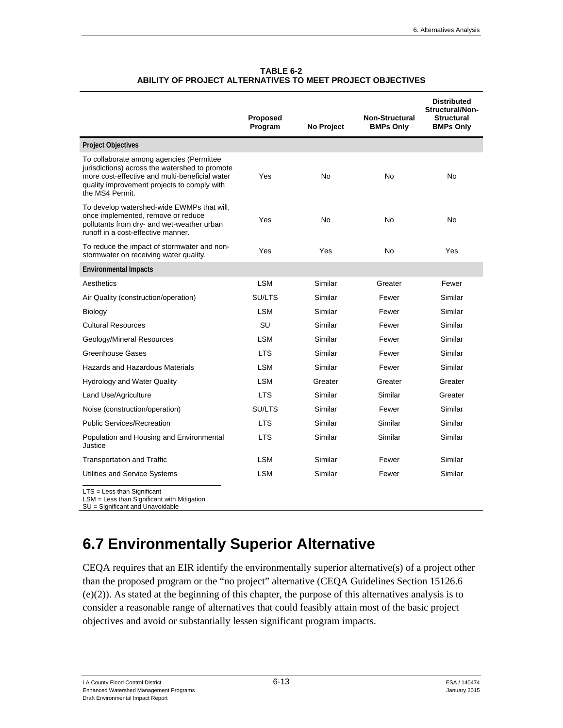**TABLE 6-2**
**ABILITY OF PROJECT ALTERNATIVES TO MEET PROJECT OBJECTIVES**

| | Proposed Program | No Project | Non-Structural BMPs Only | Distributed Structural/Non-Structural BMPs Only |
|---|---|---|---|---|
| **Project Objectives** | | | | |
| To collaborate among agencies (Permittee jurisdictions) across the watershed to promote more cost-effective and multi-beneficial water quality improvement projects to comply with the MS4 Permit. | Yes | No | No | No |
| To develop watershed-wide EWMPs that will, once implemented, remove or reduce pollutants from dry- and wet-weather urban runoff in a cost-effective manner. | Yes | No | No | No |
| To reduce the impact of stormwater and non-stormwater on receiving water quality. | Yes | Yes | No | Yes |
| **Environmental Impacts** | | | | |
| Aesthetics | LSM | Similar | Greater | Fewer |
| Air Quality (construction/operation) | SU/LTS | Similar | Fewer | Similar |
| Biology | LSM | Similar | Fewer | Similar |
| Cultural Resources | SU | Similar | Fewer | Similar |
| Geology/Mineral Resources | LSM | Similar | Fewer | Similar |
| Greenhouse Gases | LTS | Similar | Fewer | Similar |
| Hazards and Hazardous Materials | LSM | Similar | Fewer | Similar |
| Hydrology and Water Quality | LSM | Greater | Greater | Greater |
| Land Use/Agriculture | LTS | Similar | Similar | Greater |
| Noise (construction/operation) | SU/LTS | Similar | Fewer | Similar |
| Public Services/Recreation | LTS | Similar | Similar | Similar |
| Population and Housing and Environmental Justice | LTS | Similar | Similar | Similar |
| Transportation and Traffic | LSM | Similar | Fewer | Similar |
| Utilities and Service Systems | LSM | Similar | Fewer | Similar |

LTS = Less than Significant
LSM = Less than Significant with Mitigation
SU = Significant and Unavoidable

# 6.7 Environmentally Superior Alternative

CEQA requires that an EIR identify the environmentally superior alternative(s) of a project other than the proposed program or the "no project" alternative (CEQA Guidelines Section 15126.6 (e)(2)). As stated at the beginning of this chapter, the purpose of this alternatives analysis is to consider a reasonable range of alternatives that could feasibly attain most of the basic project objectives and avoid or substantially lessen significant program impacts.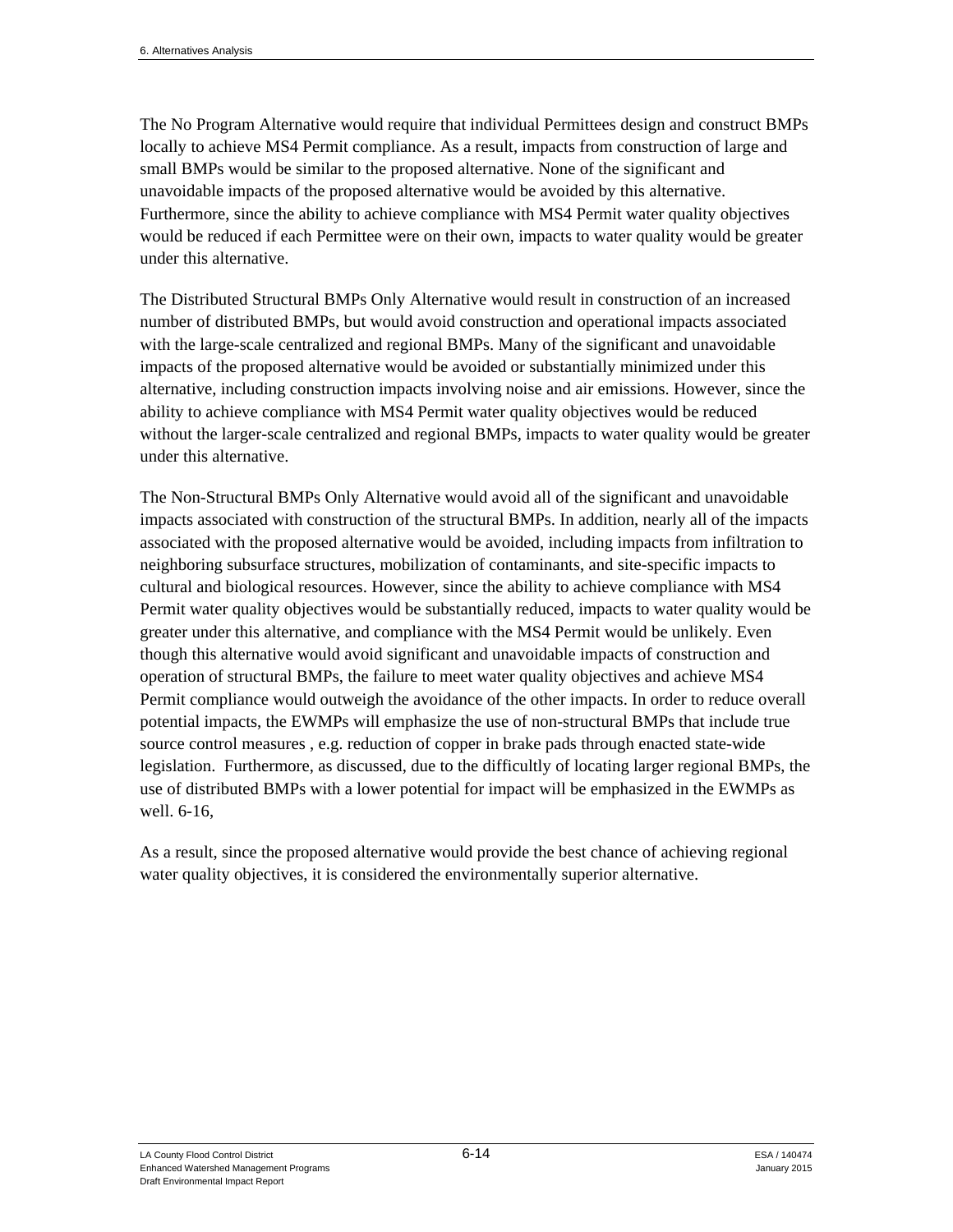The No Program Alternative would require that individual Permittees design and construct BMPs locally to achieve MS4 Permit compliance. As a result, impacts from construction of large and small BMPs would be similar to the proposed alternative. None of the significant and unavoidable impacts of the proposed alternative would be avoided by this alternative. Furthermore, since the ability to achieve compliance with MS4 Permit water quality objectives would be reduced if each Permittee were on their own, impacts to water quality would be greater under this alternative.

The Distributed Structural BMPs Only Alternative would result in construction of an increased number of distributed BMPs, but would avoid construction and operational impacts associated with the large-scale centralized and regional BMPs. Many of the significant and unavoidable impacts of the proposed alternative would be avoided or substantially minimized under this alternative, including construction impacts involving noise and air emissions. However, since the ability to achieve compliance with MS4 Permit water quality objectives would be reduced without the larger-scale centralized and regional BMPs, impacts to water quality would be greater under this alternative.

The Non-Structural BMPs Only Alternative would avoid all of the significant and unavoidable impacts associated with construction of the structural BMPs. In addition, nearly all of the impacts associated with the proposed alternative would be avoided, including impacts from infiltration to neighboring subsurface structures, mobilization of contaminants, and site-specific impacts to cultural and biological resources. However, since the ability to achieve compliance with MS4 Permit water quality objectives would be substantially reduced, impacts to water quality would be greater under this alternative, and compliance with the MS4 Permit would be unlikely. Even though this alternative would avoid significant and unavoidable impacts of construction and operation of structural BMPs, the failure to meet water quality objectives and achieve MS4 Permit compliance would outweigh the avoidance of the other impacts. In order to reduce overall potential impacts, the EWMPs will emphasize the use of non-structural BMPs that include true source control measures , e.g. reduction of copper in brake pads through enacted state-wide legislation.  Furthermore, as discussed, due to the difficultly of locating larger regional BMPs, the use of distributed BMPs with a lower potential for impact will be emphasized in the EWMPs as well. 6-16,

As a result, since the proposed alternative would provide the best chance of achieving regional water quality objectives, it is considered the environmentally superior alternative.